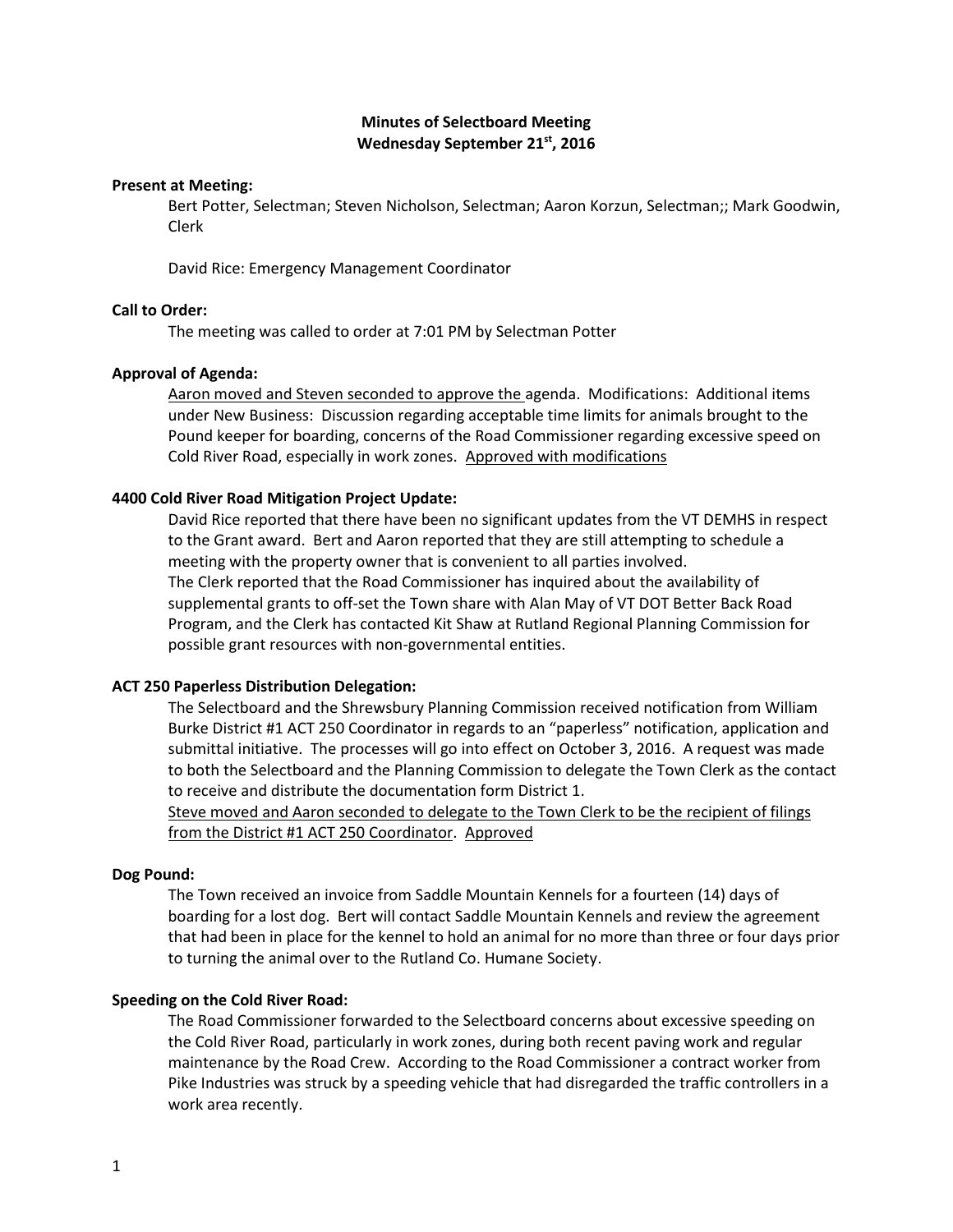# Minutes of Selectboard Meeting
## Wednesday September 21st, 2016

**Present at Meeting:**

Bert Potter, Selectman; Steven Nicholson, Selectman; Aaron Korzun, Selectman;; Mark Goodwin, Clerk

David Rice: Emergency Management Coordinator

**Call to Order:**

The meeting was called to order at 7:01 PM by Selectman Potter

**Approval of Agenda:**

Aaron moved and Steven seconded to approve the agenda. Modifications: Additional items under New Business: Discussion regarding acceptable time limits for animals brought to the Pound keeper for boarding, concerns of the Road Commissioner regarding excessive speed on Cold River Road, especially in work zones. Approved with modifications

**4400 Cold River Road Mitigation Project Update:**

David Rice reported that there have been no significant updates from the VT DEMHS in respect to the Grant award. Bert and Aaron reported that they are still attempting to schedule a meeting with the property owner that is convenient to all parties involved.

The Clerk reported that the Road Commissioner has inquired about the availability of supplemental grants to off-set the Town share with Alan May of VT DOT Better Back Road Program, and the Clerk has contacted Kit Shaw at Rutland Regional Planning Commission for possible grant resources with non-governmental entities.

**ACT 250 Paperless Distribution Delegation:**

The Selectboard and the Shrewsbury Planning Commission received notification from William Burke District #1 ACT 250 Coordinator in regards to an "paperless" notification, application and submittal initiative. The processes will go into effect on October 3, 2016. A request was made to both the Selectboard and the Planning Commission to delegate the Town Clerk as the contact to receive and distribute the documentation form District 1.

Steve moved and Aaron seconded to delegate to the Town Clerk to be the recipient of filings from the District #1 ACT 250 Coordinator. Approved

**Dog Pound:**

The Town received an invoice from Saddle Mountain Kennels for a fourteen (14) days of boarding for a lost dog. Bert will contact Saddle Mountain Kennels and review the agreement that had been in place for the kennel to hold an animal for no more than three or four days prior to turning the animal over to the Rutland Co. Humane Society.

**Speeding on the Cold River Road:**

The Road Commissioner forwarded to the Selectboard concerns about excessive speeding on the Cold River Road, particularly in work zones, during both recent paving work and regular maintenance by the Road Crew. According to the Road Commissioner a contract worker from Pike Industries was struck by a speeding vehicle that had disregarded the traffic controllers in a work area recently.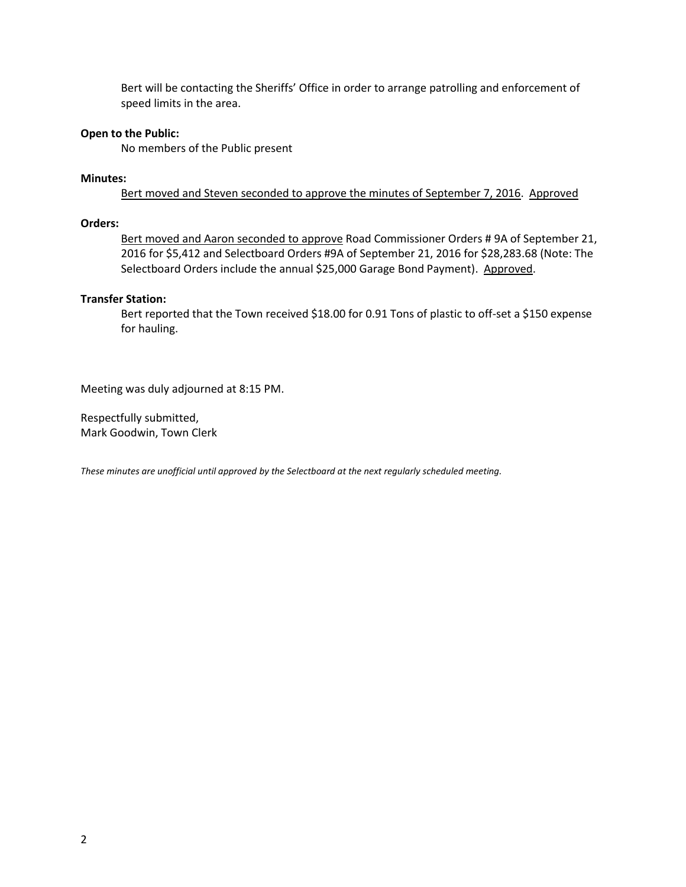Bert will be contacting the Sheriffs' Office in order to arrange patrolling and enforcement of speed limits in the area.

**Open to the Public:**

No members of the Public present

**Minutes:**

Bert moved and Steven seconded to approve the minutes of September 7, 2016. Approved

**Orders:**

Bert moved and Aaron seconded to approve Road Commissioner Orders # 9A of September 21, 2016 for $5,412 and Selectboard Orders #9A of September 21, 2016 for $28,283.68 (Note: The Selectboard Orders include the annual $25,000 Garage Bond Payment). Approved.

**Transfer Station:**

Bert reported that the Town received $18.00 for 0.91 Tons of plastic to off-set a $150 expense for hauling.

Meeting was duly adjourned at 8:15 PM.

Respectfully submitted,
Mark Goodwin, Town Clerk

*These minutes are unofficial until approved by the Selectboard at the next regularly scheduled meeting.*